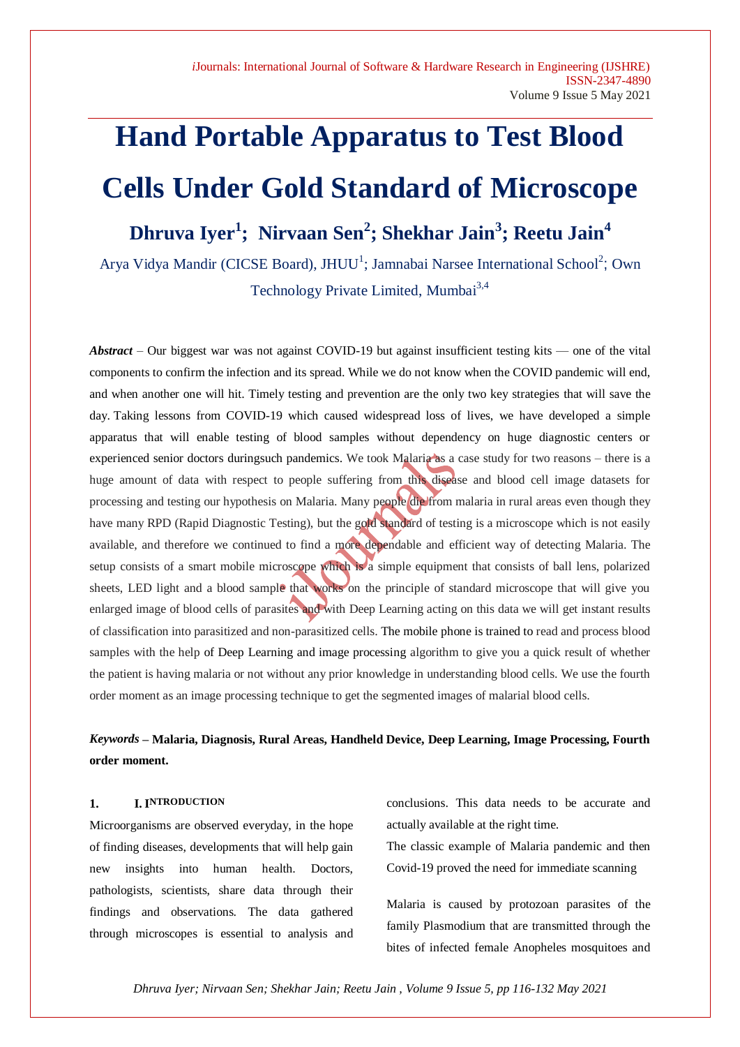# Hand Portable Apparatus to Test Blood Cells Under Gold Standard of Microscope

**Dhruva Iyer[1]; Nirvaan Sen[2]; Shekhar Jain[3]; Reetu Jain[4]**

Arya Vidya Mandir (CICSE Board), JHUU[1]; Jamnabai Narsee International School[2]; Own Technology Private Limited, Mumbai[3,4]

***Abstract*** – Our biggest war was not against COVID-19 but against insufficient testing kits — one of the vital components to confirm the infection and its spread. While we do not know when the COVID pandemic will end, and when another one will hit. Timely testing and prevention are the only two key strategies that will save the day. Taking lessons from COVID-19 which caused widespread loss of lives, we have developed a simple apparatus that will enable testing of blood samples without dependency on huge diagnostic centers or experienced senior doctors duringsuch pandemics. We took Malaria as a case study for two reasons – there is a huge amount of data with respect to people suffering from this disease and blood cell image datasets for processing and testing our hypothesis on Malaria. Many people die from malaria in rural areas even though they have many RPD (Rapid Diagnostic Testing), but the gold standard of testing is a microscope which is not easily available, and therefore we continued to find a more dependable and efficient way of detecting Malaria. The setup consists of a smart mobile microscope which is a simple equipment that consists of ball lens, polarized sheets, LED light and a blood sample that works on the principle of standard microscope that will give you enlarged image of blood cells of parasites and with Deep Learning acting on this data we will get instant results of classification into parasitized and non-parasitized cells. The mobile phone is trained to read and process blood samples with the help of Deep Learning and image processing algorithm to give you a quick result of whether the patient is having malaria or not without any prior knowledge in understanding blood cells. We use the fourth order moment as an image processing technique to get the segmented images of malarial blood cells.

***Keywords*** **– Malaria, Diagnosis, Rural Areas, Handheld Device, Deep Learning, Image Processing, Fourth order moment.**

## 1. I. INTRODUCTION

Microorganisms are observed everyday, in the hope of finding diseases, developments that will help gain new insights into human health. Doctors, pathologists, scientists, share data through their findings and observations. The data gathered through microscopes is essential to analysis and conclusions. This data needs to be accurate and actually available at the right time.

The classic example of Malaria pandemic and then Covid-19 proved the need for immediate scanning

Malaria is caused by protozoan parasites of the family Plasmodium that are transmitted through the bites of infected female Anopheles mosquitoes and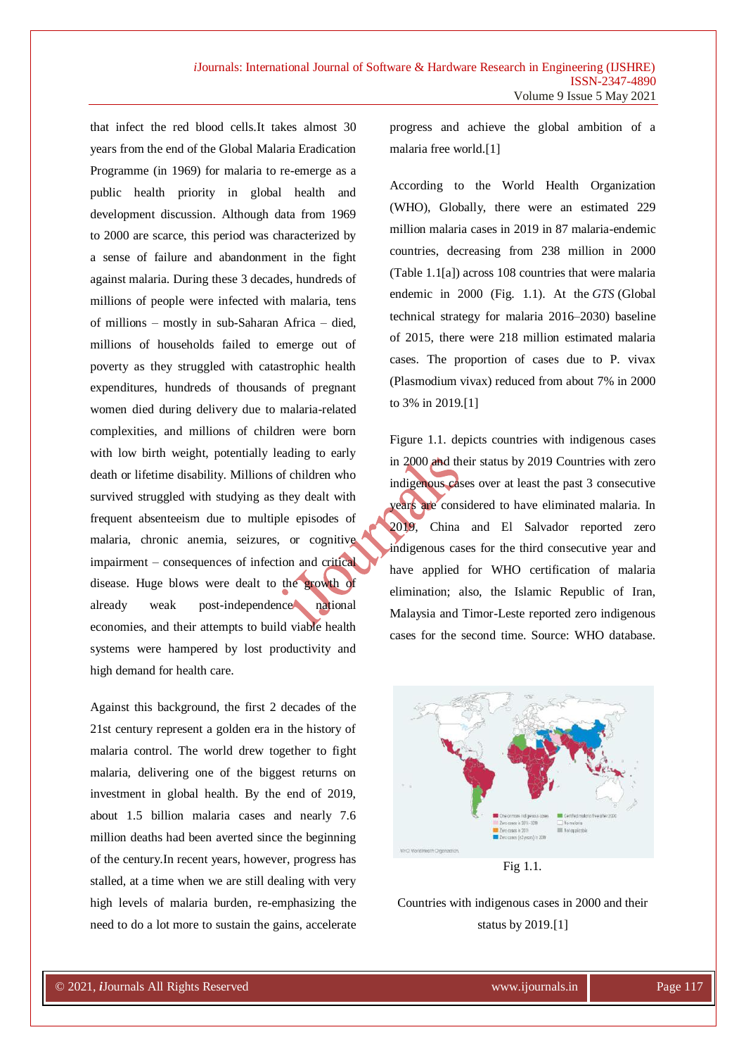that infect the red blood cells.It takes almost 30 years from the end of the Global Malaria Eradication Programme (in 1969) for malaria to re-emerge as a public health priority in global health and development discussion. Although data from 1969 to 2000 are scarce, this period was characterized by a sense of failure and abandonment in the fight against malaria. During these 3 decades, hundreds of millions of people were infected with malaria, tens of millions – mostly in sub-Saharan Africa – died, millions of households failed to emerge out of poverty as they struggled with catastrophic health expenditures, hundreds of thousands of pregnant women died during delivery due to malaria-related complexities, and millions of children were born with low birth weight, potentially leading to early death or lifetime disability. Millions of children who survived struggled with studying as they dealt with frequent absenteeism due to multiple episodes of malaria, chronic anemia, seizures, or cognitive impairment – consequences of infection and critical disease. Huge blows were dealt to the growth of already weak post-independence national economies, and their attempts to build viable health systems were hampered by lost productivity and high demand for health care.

Against this background, the first 2 decades of the 21st century represent a golden era in the history of malaria control. The world drew together to fight malaria, delivering one of the biggest returns on investment in global health. By the end of 2019, about 1.5 billion malaria cases and nearly 7.6 million deaths had been averted since the beginning of the century.In recent years, however, progress has stalled, at a time when we are still dealing with very high levels of malaria burden, re-emphasizing the need to do a lot more to sustain the gains, accelerate progress and achieve the global ambition of a malaria free world.[1]

According to the World Health Organization (WHO), Globally, there were an estimated 229 million malaria cases in 2019 in 87 malaria-endemic countries, decreasing from 238 million in 2000 (Table 1.1[a]) across 108 countries that were malaria endemic in 2000 (Fig. 1.1). At the *GTS* (Global technical strategy for malaria 2016–2030) baseline of 2015, there were 218 million estimated malaria cases. The proportion of cases due to P. vivax (Plasmodium vivax) reduced from about 7% in 2000 to 3% in 2019.[1]

Figure 1.1. depicts countries with indigenous cases in 2000 and their status by 2019 Countries with zero indigenous cases over at least the past 3 consecutive years are considered to have eliminated malaria. In 2019, China and El Salvador reported zero indigenous cases for the third consecutive year and have applied for WHO certification of malaria elimination; also, the Islamic Republic of Iran, Malaysia and Timor-Leste reported zero indigenous cases for the second time. Source: WHO database.

Fig 1.1.

Countries with indigenous cases in 2000 and their status by 2019.[1]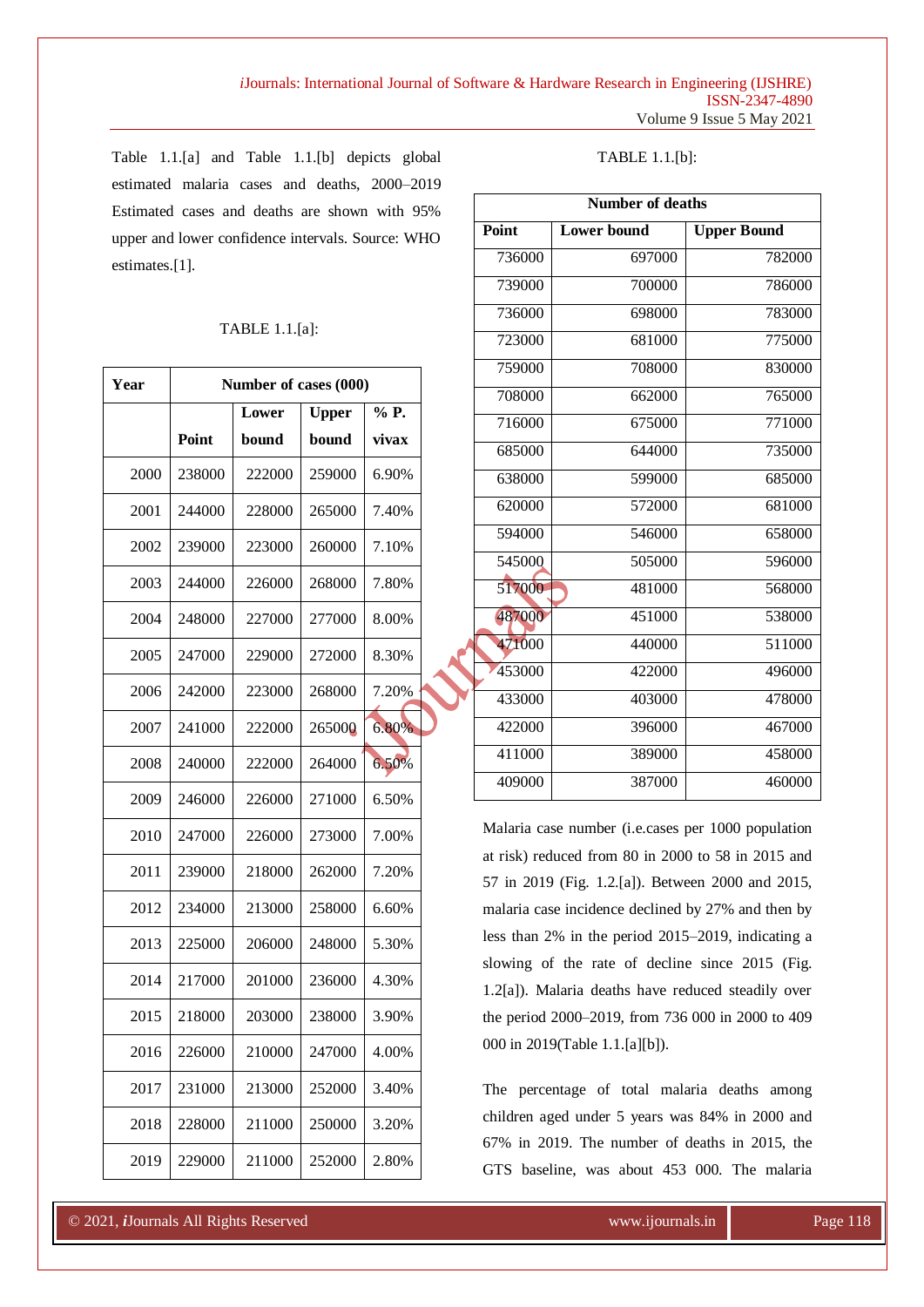Table 1.1.[a] and Table 1.1.[b] depicts global estimated malaria cases and deaths, 2000–2019 Estimated cases and deaths are shown with 95% upper and lower confidence intervals. Source: WHO estimates.[1].

TABLE 1.1.[a]:

| Year | Number of cases (000) | | | |
|---|---|---|---|---|
| | Point | Lower bound | Upper bound | % P. vivax |
| 2000 | 238000 | 222000 | 259000 | 6.90% |
| 2001 | 244000 | 228000 | 265000 | 7.40% |
| 2002 | 239000 | 223000 | 260000 | 7.10% |
| 2003 | 244000 | 226000 | 268000 | 7.80% |
| 2004 | 248000 | 227000 | 277000 | 8.00% |
| 2005 | 247000 | 229000 | 272000 | 8.30% |
| 2006 | 242000 | 223000 | 268000 | 7.20% |
| 2007 | 241000 | 222000 | 265000 | 6.80% |
| 2008 | 240000 | 222000 | 264000 | 6.50% |
| 2009 | 246000 | 226000 | 271000 | 6.50% |
| 2010 | 247000 | 226000 | 273000 | 7.00% |
| 2011 | 239000 | 218000 | 262000 | 7.20% |
| 2012 | 234000 | 213000 | 258000 | 6.60% |
| 2013 | 225000 | 206000 | 248000 | 5.30% |
| 2014 | 217000 | 201000 | 236000 | 4.30% |
| 2015 | 218000 | 203000 | 238000 | 3.90% |
| 2016 | 226000 | 210000 | 247000 | 4.00% |
| 2017 | 231000 | 213000 | 252000 | 3.40% |
| 2018 | 228000 | 211000 | 250000 | 3.20% |
| 2019 | 229000 | 211000 | 252000 | 2.80% |

TABLE 1.1.[b]:

| Number of deaths | | |
|---|---|---|
| Point | Lower bound | Upper Bound |
| 736000 | 697000 | 782000 |
| 739000 | 700000 | 786000 |
| 736000 | 698000 | 783000 |
| 723000 | 681000 | 775000 |
| 759000 | 708000 | 830000 |
| 708000 | 662000 | 765000 |
| 716000 | 675000 | 771000 |
| 685000 | 644000 | 735000 |
| 638000 | 599000 | 685000 |
| 620000 | 572000 | 681000 |
| 594000 | 546000 | 658000 |
| 545000 | 505000 | 596000 |
| 517000 | 481000 | 568000 |
| 487000 | 451000 | 538000 |
| 471000 | 440000 | 511000 |
| 453000 | 422000 | 496000 |
| 433000 | 403000 | 478000 |
| 422000 | 396000 | 467000 |
| 411000 | 389000 | 458000 |
| 409000 | 387000 | 460000 |

Malaria case number (i.e.cases per 1000 population at risk) reduced from 80 in 2000 to 58 in 2015 and 57 in 2019 (Fig. 1.2.[a]). Between 2000 and 2015, malaria case incidence declined by 27% and then by less than 2% in the period 2015–2019, indicating a slowing of the rate of decline since 2015 (Fig. 1.2[a]). Malaria deaths have reduced steadily over the period 2000–2019, from 736 000 in 2000 to 409 000 in 2019(Table 1.1.[a][b]).

The percentage of total malaria deaths among children aged under 5 years was 84% in 2000 and 67% in 2019. The number of deaths in 2015, the GTS baseline, was about 453 000. The malaria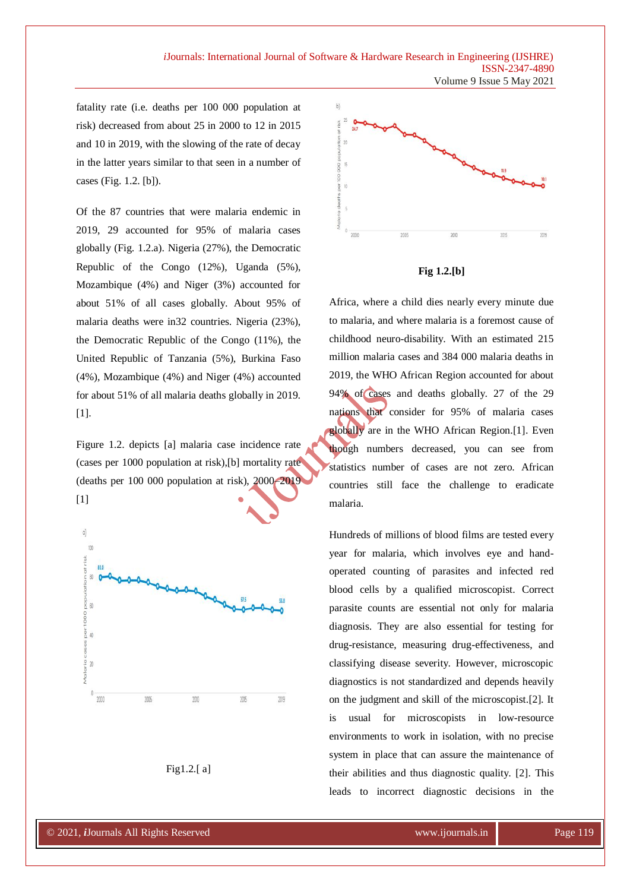fatality rate (i.e. deaths per 100 000 population at risk) decreased from about 25 in 2000 to 12 in 2015 and 10 in 2019, with the slowing of the rate of decay in the latter years similar to that seen in a number of cases (Fig. 1.2. [b]).

Of the 87 countries that were malaria endemic in 2019, 29 accounted for 95% of malaria cases globally (Fig. 1.2.a). Nigeria (27%), the Democratic Republic of the Congo (12%), Uganda (5%), Mozambique (4%) and Niger (3%) accounted for about 51% of all cases globally. About 95% of malaria deaths were in32 countries. Nigeria (23%), the Democratic Republic of the Congo (11%), the United Republic of Tanzania (5%), Burkina Faso (4%), Mozambique (4%) and Niger (4%) accounted for about 51% of all malaria deaths globally in 2019. [1].

Figure 1.2. depicts [a] malaria case incidence rate (cases per 1000 population at risk),[b] mortality rate (deaths per 100 000 population at risk), 2000–2019 [1]

Fig1.2.[ a]

Fig 1.2.[b]

Africa, where a child dies nearly every minute due to malaria, and where malaria is a foremost cause of childhood neuro-disability. With an estimated 215 million malaria cases and 384 000 malaria deaths in 2019, the WHO African Region accounted for about 94% of cases and deaths globally. 27 of the 29 nations that consider for 95% of malaria cases globally are in the WHO African Region.[1]. Even though numbers decreased, you can see from statistics number of cases are not zero. African countries still face the challenge to eradicate malaria.

Hundreds of millions of blood films are tested every year for malaria, which involves eye and hand-operated counting of parasites and infected red blood cells by a qualified microscopist. Correct parasite counts are essential not only for malaria diagnosis. They are also essential for testing for drug-resistance, measuring drug-effectiveness, and classifying disease severity. However, microscopic diagnostics is not standardized and depends heavily on the judgment and skill of the microscopist.[2]. It is usual for microscopists in low-resource environments to work in isolation, with no precise system in place that can assure the maintenance of their abilities and thus diagnostic quality. [2]. This leads to incorrect diagnostic decisions in the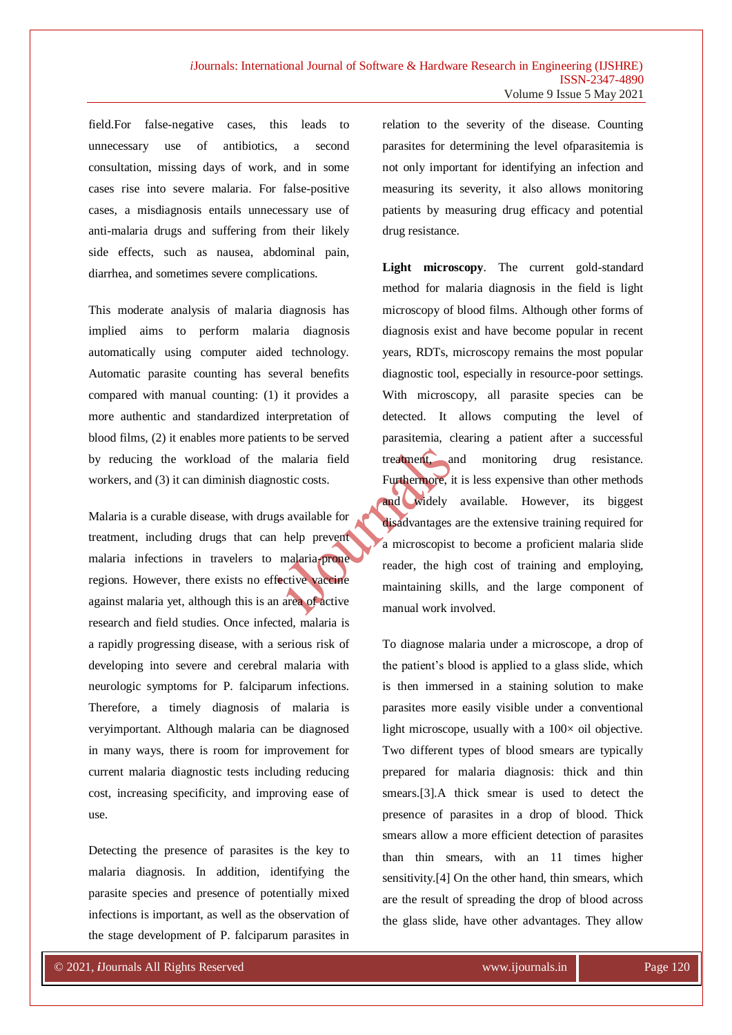field.For false-negative cases, this leads to unnecessary use of antibiotics, a second consultation, missing days of work, and in some cases rise into severe malaria. For false-positive cases, a misdiagnosis entails unnecessary use of anti-malaria drugs and suffering from their likely side effects, such as nausea, abdominal pain, diarrhea, and sometimes severe complications.

This moderate analysis of malaria diagnosis has implied aims to perform malaria diagnosis automatically using computer aided technology. Automatic parasite counting has several benefits compared with manual counting: (1) it provides a more authentic and standardized interpretation of blood films, (2) it enables more patients to be served by reducing the workload of the malaria field workers, and (3) it can diminish diagnostic costs.

Malaria is a curable disease, with drugs available for treatment, including drugs that can help prevent malaria infections in travelers to malaria-prone regions. However, there exists no effective vaccine against malaria yet, although this is an area of active research and field studies. Once infected, malaria is a rapidly progressing disease, with a serious risk of developing into severe and cerebral malaria with neurologic symptoms for P. falciparum infections. Therefore, a timely diagnosis of malaria is veryimportant. Although malaria can be diagnosed in many ways, there is room for improvement for current malaria diagnostic tests including reducing cost, increasing specificity, and improving ease of use.

Detecting the presence of parasites is the key to malaria diagnosis. In addition, identifying the parasite species and presence of potentially mixed infections is important, as well as the observation of the stage development of P. falciparum parasites in relation to the severity of the disease. Counting parasites for determining the level ofparasitemia is not only important for identifying an infection and measuring its severity, it also allows monitoring patients by measuring drug efficacy and potential drug resistance.

**Light microscopy**. The current gold-standard method for malaria diagnosis in the field is light microscopy of blood films. Although other forms of diagnosis exist and have become popular in recent years, RDTs, microscopy remains the most popular diagnostic tool, especially in resource-poor settings. With microscopy, all parasite species can be detected. It allows computing the level of parasitemia, clearing a patient after a successful treatment, and monitoring drug resistance. Furthermore, it is less expensive than other methods and widely available. However, its biggest disadvantages are the extensive training required for a microscopist to become a proficient malaria slide reader, the high cost of training and employing, maintaining skills, and the large component of manual work involved.

To diagnose malaria under a microscope, a drop of the patient's blood is applied to a glass slide, which is then immersed in a staining solution to make parasites more easily visible under a conventional light microscope, usually with a 100× oil objective. Two different types of blood smears are typically prepared for malaria diagnosis: thick and thin smears.[3].A thick smear is used to detect the presence of parasites in a drop of blood. Thick smears allow a more efficient detection of parasites than thin smears, with an 11 times higher sensitivity.[4] On the other hand, thin smears, which are the result of spreading the drop of blood across the glass slide, have other advantages. They allow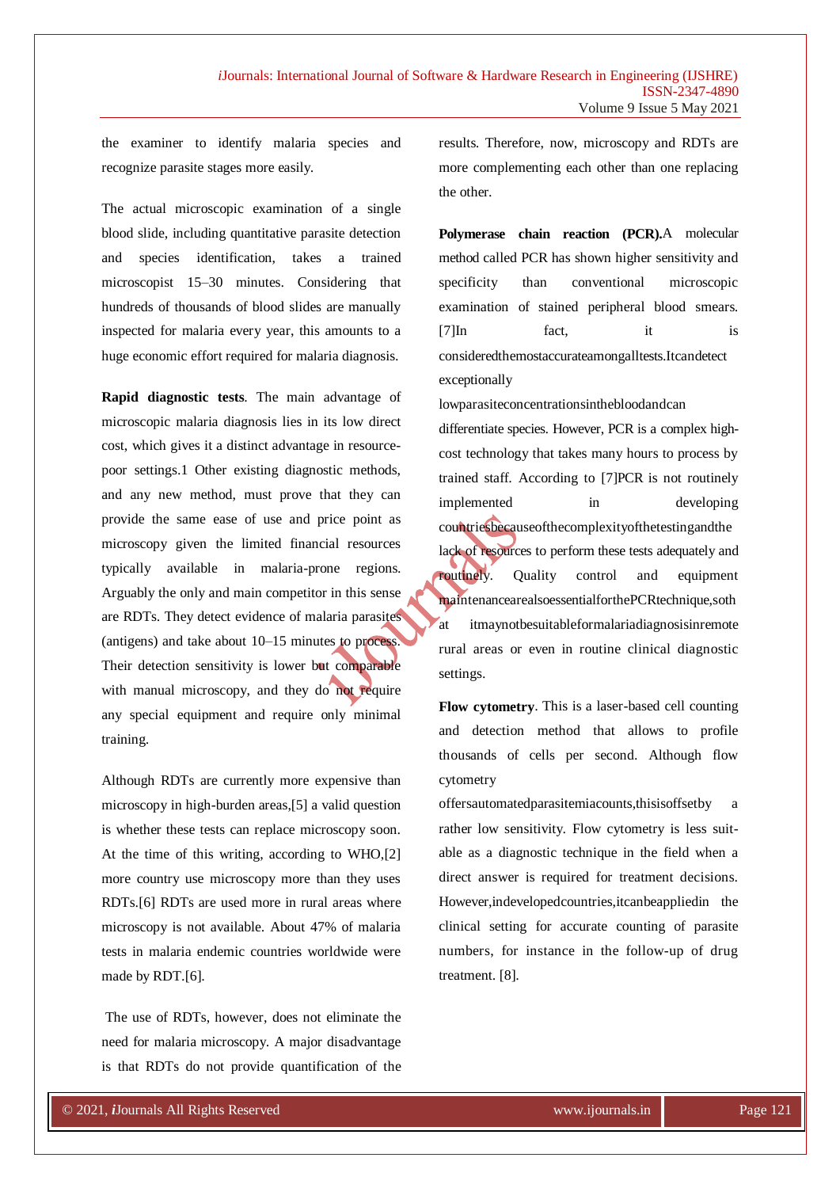the examiner to identify malaria species and recognize parasite stages more easily.

The actual microscopic examination of a single blood slide, including quantitative parasite detection and species identification, takes a trained microscopist 15–30 minutes. Considering that hundreds of thousands of blood slides are manually inspected for malaria every year, this amounts to a huge economic effort required for malaria diagnosis.

**Rapid diagnostic tests**. The main advantage of microscopic malaria diagnosis lies in its low direct cost, which gives it a distinct advantage in resource-poor settings.1 Other existing diagnostic methods, and any new method, must prove that they can provide the same ease of use and price point as microscopy given the limited financial resources typically available in malaria-prone regions. Arguably the only and main competitor in this sense are RDTs. They detect evidence of malaria parasites (antigens) and take about 10–15 minutes to process. Their detection sensitivity is lower but comparable with manual microscopy, and they do not require any special equipment and require only minimal training.

Although RDTs are currently more expensive than microscopy in high-burden areas,[5] a valid question is whether these tests can replace microscopy soon. At the time of this writing, according to WHO,[2] more country use microscopy more than they uses RDTs.[6] RDTs are used more in rural areas where microscopy is not available. About 47% of malaria tests in malaria endemic countries worldwide were made by RDT.[6].

The use of RDTs, however, does not eliminate the need for malaria microscopy. A major disadvantage is that RDTs do not provide quantification of the results. Therefore, now, microscopy and RDTs are more complementing each other than one replacing the other.

**Polymerase chain reaction (PCR).**A molecular method called PCR has shown higher sensitivity and specificity than conventional microscopic examination of stained peripheral blood smears.[7]In fact, it is consideredthemostaccurateamongalltests.Itcandetect exceptionally lowparasiteconcentrationsinthebloodandcan differentiate species. However, PCR is a complex high-cost technology that takes many hours to process by trained staff. According to [7]PCR is not routinely implemented in developing countriesbecauseofthecomplexityofthetestingandthe lack of resources to perform these tests adequately and routinely. Quality control and equipment maintenancearealsoessentialforthePCRtechnique,soth at itmaynotbesuitableformalariadiagnosisinremote rural areas or even in routine clinical diagnostic settings.

**Flow cytometry**. This is a laser-based cell counting and detection method that allows to profile thousands of cells per second. Although flow cytometry offersautomatedparasitemiacounts,thisisoffsetby a rather low sensitivity. Flow cytometry is less suit-able as a diagnostic technique in the field when a direct answer is required for treatment decisions. However,indevelopedcountries,itcanbeappliedin the clinical setting for accurate counting of parasite numbers, for instance in the follow-up of drug treatment. [8].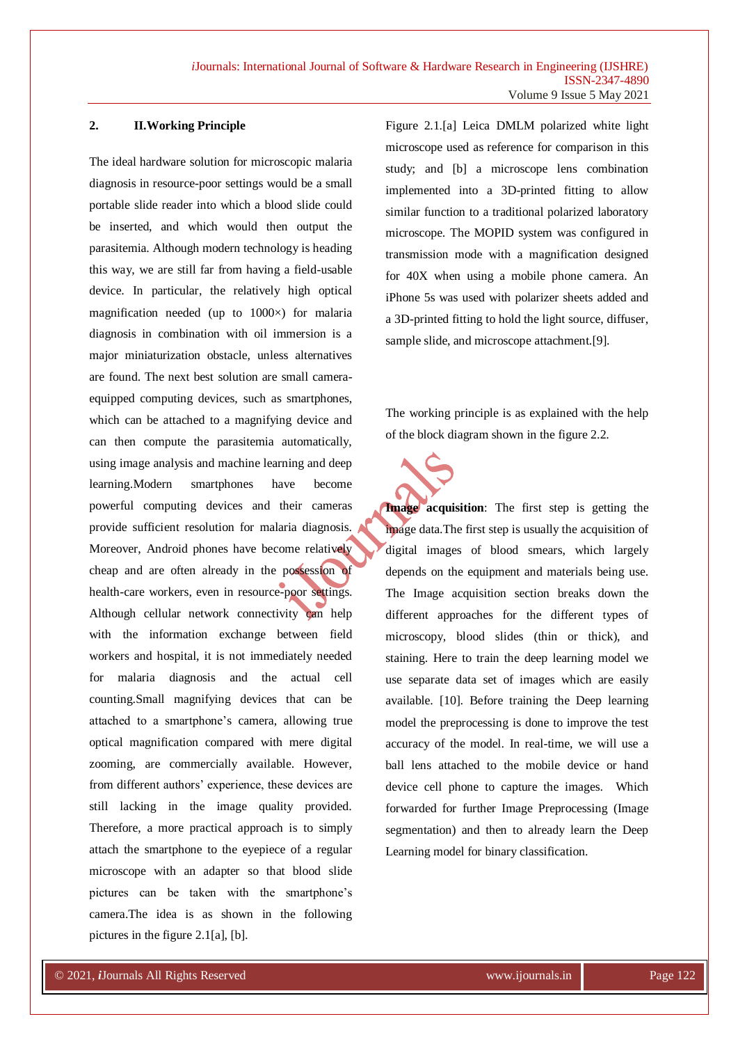## 2. II.Working Principle

The ideal hardware solution for microscopic malaria diagnosis in resource-poor settings would be a small portable slide reader into which a blood slide could be inserted, and which would then output the parasitemia. Although modern technology is heading this way, we are still far from having a field-usable device. In particular, the relatively high optical magnification needed (up to 1000×) for malaria diagnosis in combination with oil immersion is a major miniaturization obstacle, unless alternatives are found. The next best solution are small camera-equipped computing devices, such as smartphones, which can be attached to a magnifying device and can then compute the parasitemia automatically, using image analysis and machine learning and deep learning.Modern smartphones have become powerful computing devices and their cameras provide sufficient resolution for malaria diagnosis. Moreover, Android phones have become relatively cheap and are often already in the possession of health-care workers, even in resource-poor settings. Although cellular network connectivity can help with the information exchange between field workers and hospital, it is not immediately needed for malaria diagnosis and the actual cell counting.Small magnifying devices that can be attached to a smartphone's camera, allowing true optical magnification compared with mere digital zooming, are commercially available. However, from different authors' experience, these devices are still lacking in the image quality provided. Therefore, a more practical approach is to simply attach the smartphone to the eyepiece of a regular microscope with an adapter so that blood slide pictures can be taken with the smartphone's camera.The idea is as shown in the following pictures in the figure 2.1[a], [b].

Figure 2.1.[a] Leica DMLM polarized white light microscope used as reference for comparison in this study; and [b] a microscope lens combination implemented into a 3D-printed fitting to allow similar function to a traditional polarized laboratory microscope. The MOPID system was configured in transmission mode with a magnification designed for 40X when using a mobile phone camera. An iPhone 5s was used with polarizer sheets added and a 3D-printed fitting to hold the light source, diffuser, sample slide, and microscope attachment.[9].

The working principle is as explained with the help of the block diagram shown in the figure 2.2.

**Image acquisition**: The first step is getting the image data.The first step is usually the acquisition of digital images of blood smears, which largely depends on the equipment and materials being use. The Image acquisition section breaks down the different approaches for the different types of microscopy, blood slides (thin or thick), and staining. Here to train the deep learning model we use separate data set of images which are easily available. [10]. Before training the Deep learning model the preprocessing is done to improve the test accuracy of the model. In real-time, we will use a ball lens attached to the mobile device or hand device cell phone to capture the images. Which forwarded for further Image Preprocessing (Image segmentation) and then to already learn the Deep Learning model for binary classification.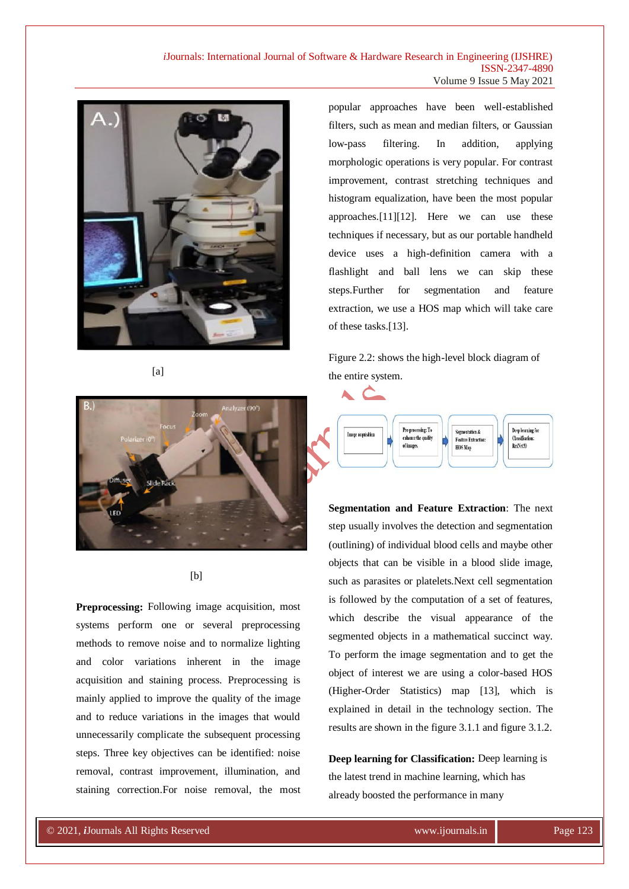[a]

[b]

**Preprocessing:** Following image acquisition, most systems perform one or several preprocessing methods to remove noise and to normalize lighting and color variations inherent in the image acquisition and staining process. Preprocessing is mainly applied to improve the quality of the image and to reduce variations in the images that would unnecessarily complicate the subsequent processing steps. Three key objectives can be identified: noise removal, contrast improvement, illumination, and staining correction.For noise removal, the most popular approaches have been well-established filters, such as mean and median filters, or Gaussian low-pass filtering. In addition, applying morphologic operations is very popular. For contrast improvement, contrast stretching techniques and histogram equalization, have been the most popular approaches.[11][12]. Here we can use these techniques if necessary, but as our portable handheld device uses a high-definition camera with a flashlight and ball lens we can skip these steps.Further for segmentation and feature extraction, we use a HOS map which will take care of these tasks.[13].

Figure 2.2: shows the high-level block diagram of the entire system.

Image acquisition → Preprocessing: To enhance the quality of images. → Segmentation & Feature Extraction: HOS Map → Deep learning for Classification: ResNet(9)

**Segmentation and Feature Extraction**: The next step usually involves the detection and segmentation (outlining) of individual blood cells and maybe other objects that can be visible in a blood slide image, such as parasites or platelets.Next cell segmentation is followed by the computation of a set of features, which describe the visual appearance of the segmented objects in a mathematical succinct way. To perform the image segmentation and to get the object of interest we are using a color-based HOS (Higher-Order Statistics) map [13], which is explained in detail in the technology section. The results are shown in the figure 3.1.1 and figure 3.1.2.

**Deep learning for Classification:** Deep learning is the latest trend in machine learning, which has already boosted the performance in many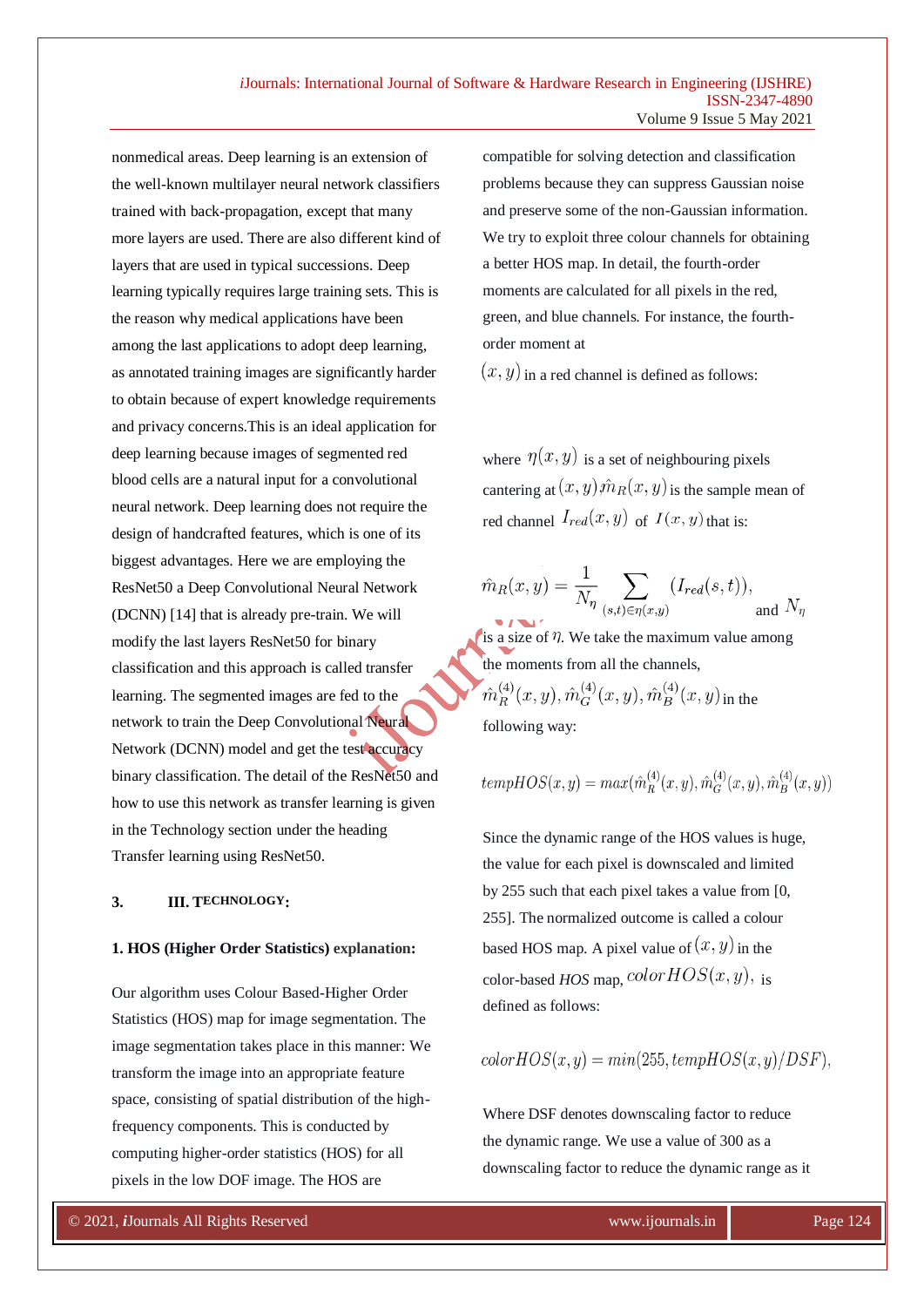nonmedical areas. Deep learning is an extension of the well-known multilayer neural network classifiers trained with back-propagation, except that many more layers are used. There are also different kind of layers that are used in typical successions. Deep learning typically requires large training sets. This is the reason why medical applications have been among the last applications to adopt deep learning, as annotated training images are significantly harder to obtain because of expert knowledge requirements and privacy concerns.This is an ideal application for deep learning because images of segmented red blood cells are a natural input for a convolutional neural network. Deep learning does not require the design of handcrafted features, which is one of its biggest advantages. Here we are employing the ResNet50 a Deep Convolutional Neural Network (DCNN) [14] that is already pre-train. We will modify the last layers ResNet50 for binary classification and this approach is called transfer learning. The segmented images are fed to the network to train the Deep Convolutional Neural Network (DCNN) model and get the test accuracy binary classification. The detail of the ResNet50 and how to use this network as transfer learning is given in the Technology section under the heading Transfer learning using ResNet50.

## 3. III. TECHNOLOGY:

### 1. HOS (Higher Order Statistics) explanation:

Our algorithm uses Colour Based-Higher Order Statistics (HOS) map for image segmentation. The image segmentation takes place in this manner: We transform the image into an appropriate feature space, consisting of spatial distribution of the high-frequency components. This is conducted by computing higher-order statistics (HOS) for all pixels in the low DOF image. The HOS are compatible for solving detection and classification problems because they can suppress Gaussian noise and preserve some of the non-Gaussian information. We try to exploit three colour channels for obtaining a better HOS map. In detail, the fourth-order moments are calculated for all pixels in the red, green, and blue channels. For instance, the fourth-order moment at $(x, y)$ in a red channel is defined as follows:

where $\eta(x, y)$ is a set of neighbouring pixels cantering at $(x, y)$, $\hat{m}_R(x, y)$ is the sample mean of red channel $I_{red}(x, y)$ of $I(x, y)$ that is:

$$\hat{m}_R(x, y) = \frac{1}{N_\eta} \sum_{(s,t)\in\eta(x,y)} (I_{red}(s, t)),$$

and $N_\eta$ is a size of $\eta$. We take the maximum value among the moments from all the channels, $\hat{m}_R^{(4)}(x, y), \hat{m}_G^{(4)}(x, y), \hat{m}_B^{(4)}(x, y)$ in the following way:

$$tempHOS(x, y) = max(\hat{m}_R^{(4)}(x, y), \hat{m}_G^{(4)}(x, y), \hat{m}_B^{(4)}(x, y))$$

Since the dynamic range of the HOS values is huge, the value for each pixel is downscaled and limited by 255 such that each pixel takes a value from [0, 255]. The normalized outcome is called a colour based HOS map. A pixel value of $(x, y)$ in the color-based *HOS* map, $colorHOS(x, y)$, is defined as follows:

$$colorHOS(x, y) = min(255, tempHOS(x, y)/DSF),$$

Where DSF denotes downscaling factor to reduce the dynamic range. We use a value of 300 as a downscaling factor to reduce the dynamic range as it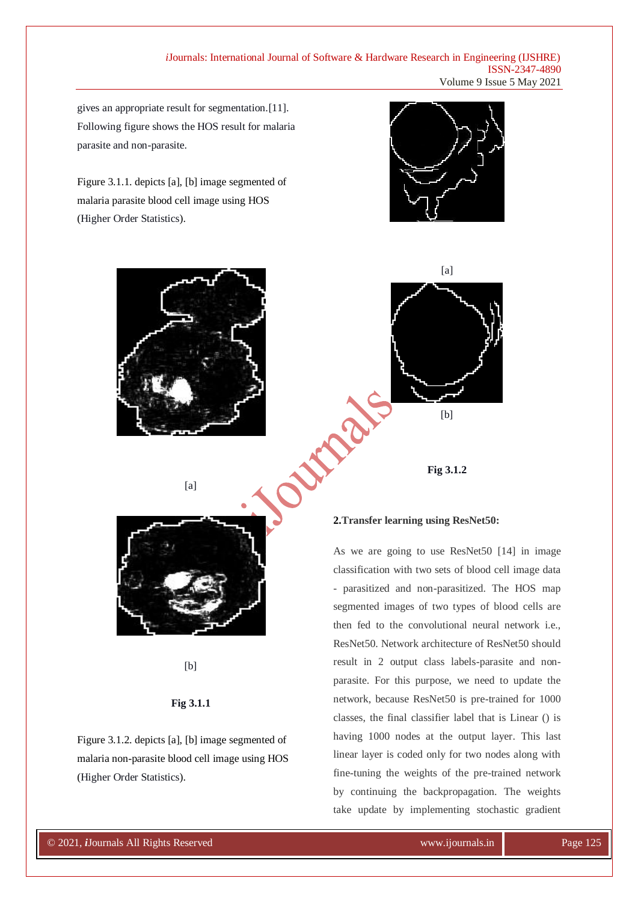gives an appropriate result for segmentation.[11]. Following figure shows the HOS result for malaria parasite and non-parasite.

Figure 3.1.1. depicts [a], [b] image segmented of malaria parasite blood cell image using HOS (Higher Order Statistics).

[a]

[b]

**Fig 3.1.1**

Figure 3.1.2. depicts [a], [b] image segmented of malaria non-parasite blood cell image using HOS (Higher Order Statistics).

[a]

[b]

**Fig 3.1.2**

**2.Transfer learning using ResNet50:**

As we are going to use ResNet50 [14] in image classification with two sets of blood cell image data - parasitized and non-parasitized. The HOS map segmented images of two types of blood cells are then fed to the convolutional neural network i.e., ResNet50. Network architecture of ResNet50 should result in 2 output class labels-parasite and non-parasite. For this purpose, we need to update the network, because ResNet50 is pre-trained for 1000 classes, the final classifier label that is Linear () is having 1000 nodes at the output layer. This last linear layer is coded only for two nodes along with fine-tuning the weights of the pre-trained network by continuing the backpropagation. The weights take update by implementing stochastic gradient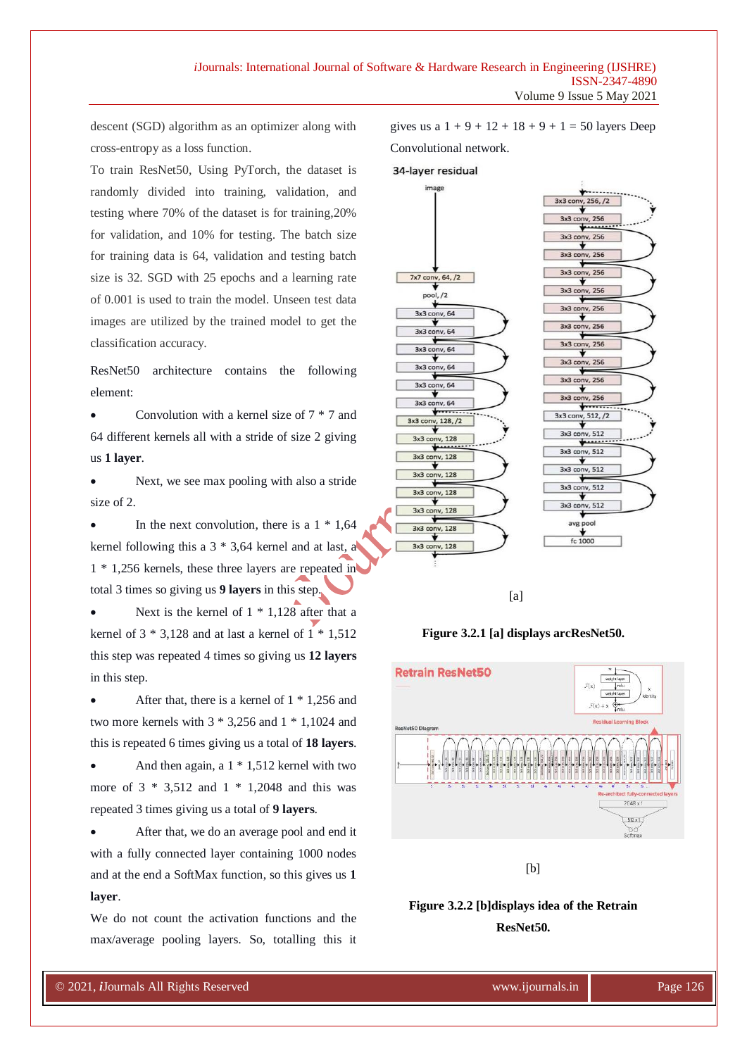descent (SGD) algorithm as an optimizer along with cross-entropy as a loss function.

To train ResNet50, Using PyTorch, the dataset is randomly divided into training, validation, and testing where 70% of the dataset is for training,20% for validation, and 10% for testing. The batch size for training data is 64, validation and testing batch size is 32. SGD with 25 epochs and a learning rate of 0.001 is used to train the model. Unseen test data images are utilized by the trained model to get the classification accuracy.

ResNet50 architecture contains the following element:

- Convolution with a kernel size of 7 * 7 and 64 different kernels all with a stride of size 2 giving us **1 layer**.
- Next, we see max pooling with also a stride size of 2.
- In the next convolution, there is a 1 * 1,64 kernel following this a 3 * 3,64 kernel and at last, a 1 * 1,256 kernels, these three layers are repeated in total 3 times so giving us **9 layers** in this step.
- Next is the kernel of 1 * 1,128 after that a kernel of 3 * 3,128 and at last a kernel of 1 * 1,512 this step was repeated 4 times so giving us **12 layers** in this step.
- After that, there is a kernel of 1 * 1,256 and two more kernels with 3 * 3,256 and 1 * 1,1024 and this is repeated 6 times giving us a total of **18 layers**.
- And then again, a 1 * 1,512 kernel with two more of 3 * 3,512 and 1 * 1,2048 and this was repeated 3 times giving us a total of **9 layers**.
- After that, we do an average pool and end it with a fully connected layer containing 1000 nodes and at the end a SoftMax function, so this gives us **1 layer**.

We do not count the activation functions and the max/average pooling layers. So, totalling this it gives us a 1 + 9 + 12 + 18 + 9 + 1 = 50 layers Deep Convolutional network.

[a]

**Figure 3.2.1 [a] displays arcResNet50.**

[b]

**Figure 3.2.2 [b]displays idea of the Retrain ResNet50.**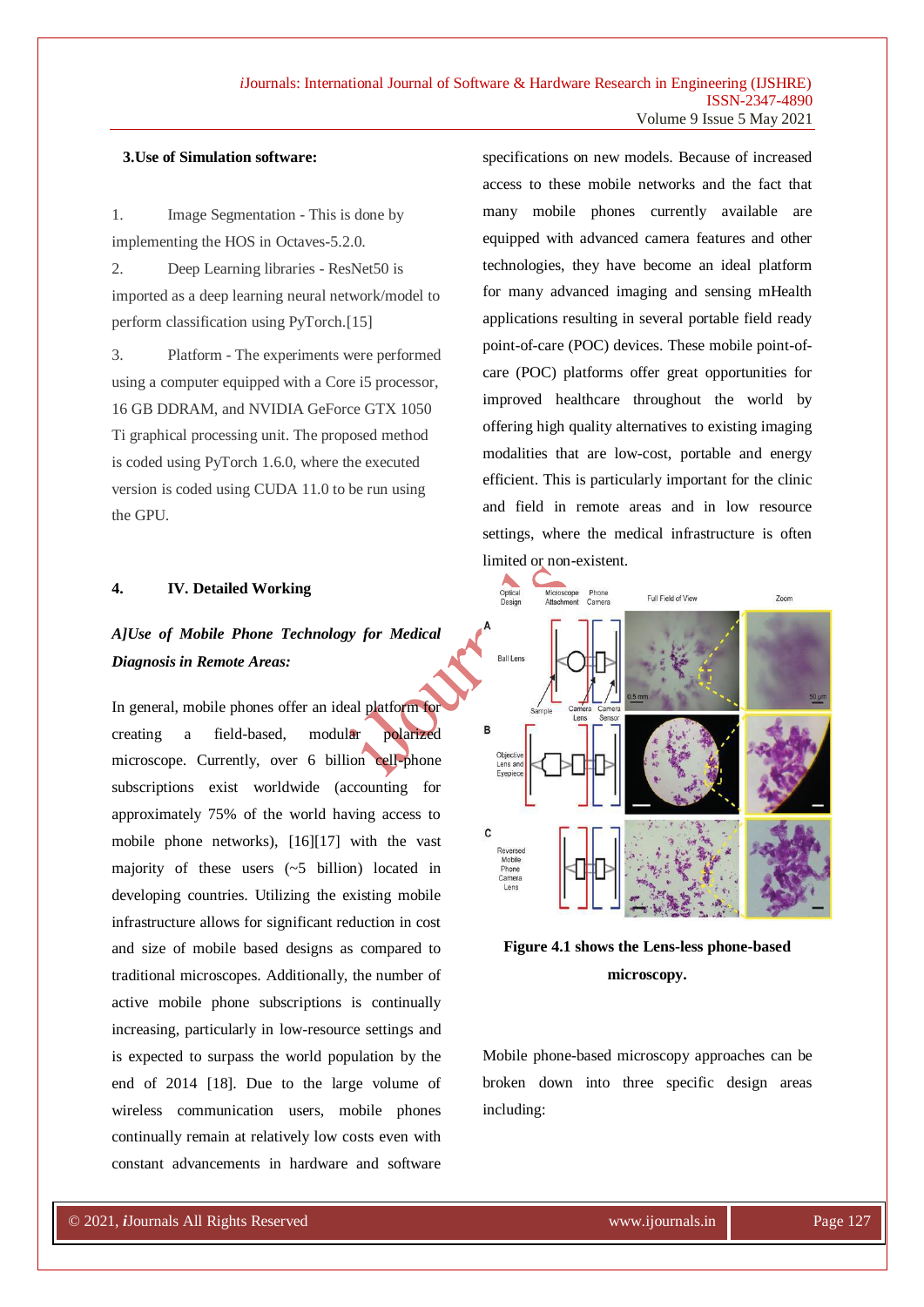### 3.Use of Simulation software:

1. Image Segmentation - This is done by implementing the HOS in Octaves-5.2.0.
2. Deep Learning libraries - ResNet50 is imported as a deep learning neural network/model to perform classification using PyTorch.[15]
3. Platform - The experiments were performed using a computer equipped with a Core i5 processor, 16 GB DDRAM, and NVIDIA GeForce GTX 1050 Ti graphical processing unit. The proposed method is coded using PyTorch 1.6.0, where the executed version is coded using CUDA 11.0 to be run using the GPU.

## 4. IV. Detailed Working

### *A]Use of Mobile Phone Technology for Medical Diagnosis in Remote Areas:*

In general, mobile phones offer an ideal platform for creating a field-based, modular polarized microscope. Currently, over 6 billion cell-phone subscriptions exist worldwide (accounting for approximately 75% of the world having access to mobile phone networks), [16][17] with the vast majority of these users (~5 billion) located in developing countries. Utilizing the existing mobile infrastructure allows for significant reduction in cost and size of mobile based designs as compared to traditional microscopes. Additionally, the number of active mobile phone subscriptions is continually increasing, particularly in low-resource settings and is expected to surpass the world population by the end of 2014 [18]. Due to the large volume of wireless communication users, mobile phones continually remain at relatively low costs even with constant advancements in hardware and software specifications on new models. Because of increased access to these mobile networks and the fact that many mobile phones currently available are equipped with advanced camera features and other technologies, they have become an ideal platform for many advanced imaging and sensing mHealth applications resulting in several portable field ready point-of-care (POC) devices. These mobile point-of-care (POC) platforms offer great opportunities for improved healthcare throughout the world by offering high quality alternatives to existing imaging modalities that are low-cost, portable and energy efficient. This is particularly important for the clinic and field in remote areas and in low resource settings, where the medical infrastructure is often limited or non-existent.

**Figure 4.1 shows the Lens-less phone-based microscopy.**

Mobile phone-based microscopy approaches can be broken down into three specific design areas including: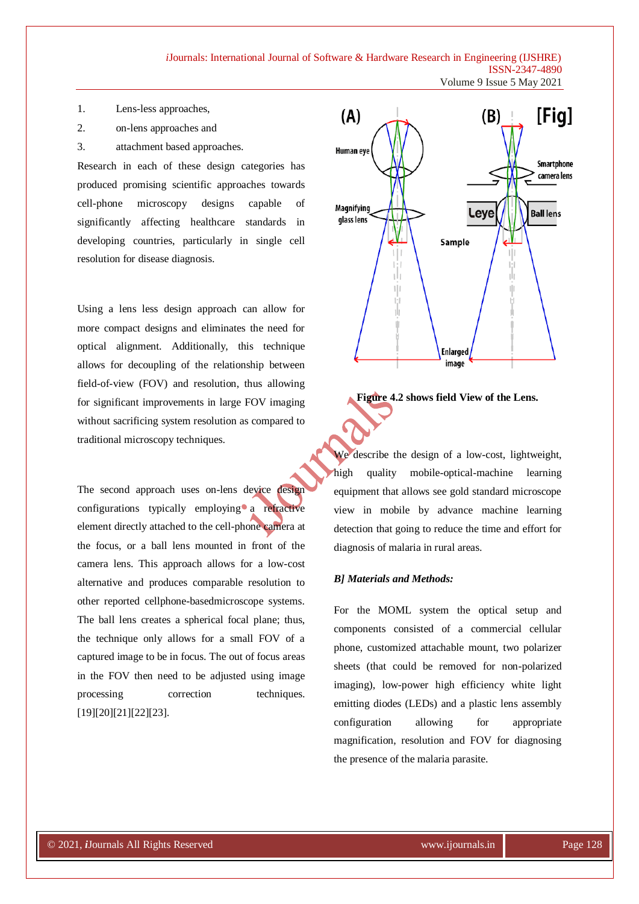1. Lens-less approaches,
2. on-lens approaches and
3. attachment based approaches.

Research in each of these design categories has produced promising scientific approaches towards cell-phone microscopy designs capable of significantly affecting healthcare standards in developing countries, particularly in single cell resolution for disease diagnosis.

Using a lens less design approach can allow for more compact designs and eliminates the need for optical alignment. Additionally, this technique allows for decoupling of the relationship between field-of-view (FOV) and resolution, thus allowing for significant improvements in large FOV imaging without sacrificing system resolution as compared to traditional microscopy techniques.

The second approach uses on-lens device design configurations typically employing a refractive element directly attached to the cell-phone camera at the focus, or a ball lens mounted in front of the camera lens. This approach allows for a low-cost alternative and produces comparable resolution to other reported cellphone-basedmicroscope systems. The ball lens creates a spherical focal plane; thus, the technique only allows for a small FOV of a captured image to be in focus. The out of focus areas in the FOV then need to be adjusted using image processing correction techniques. [19][20][21][22][23].

**Figure 4.2 shows field View of the Lens.**

We describe the design of a low-cost, lightweight, high quality mobile-optical-machine learning equipment that allows see gold standard microscope view in mobile by advance machine learning detection that going to reduce the time and effort for diagnosis of malaria in rural areas.

***B] Materials and Methods:***

For the MOML system the optical setup and components consisted of a commercial cellular phone, customized attachable mount, two polarizer sheets (that could be removed for non-polarized imaging), low-power high efficiency white light emitting diodes (LEDs) and a plastic lens assembly configuration allowing for appropriate magnification, resolution and FOV for diagnosing the presence of the malaria parasite.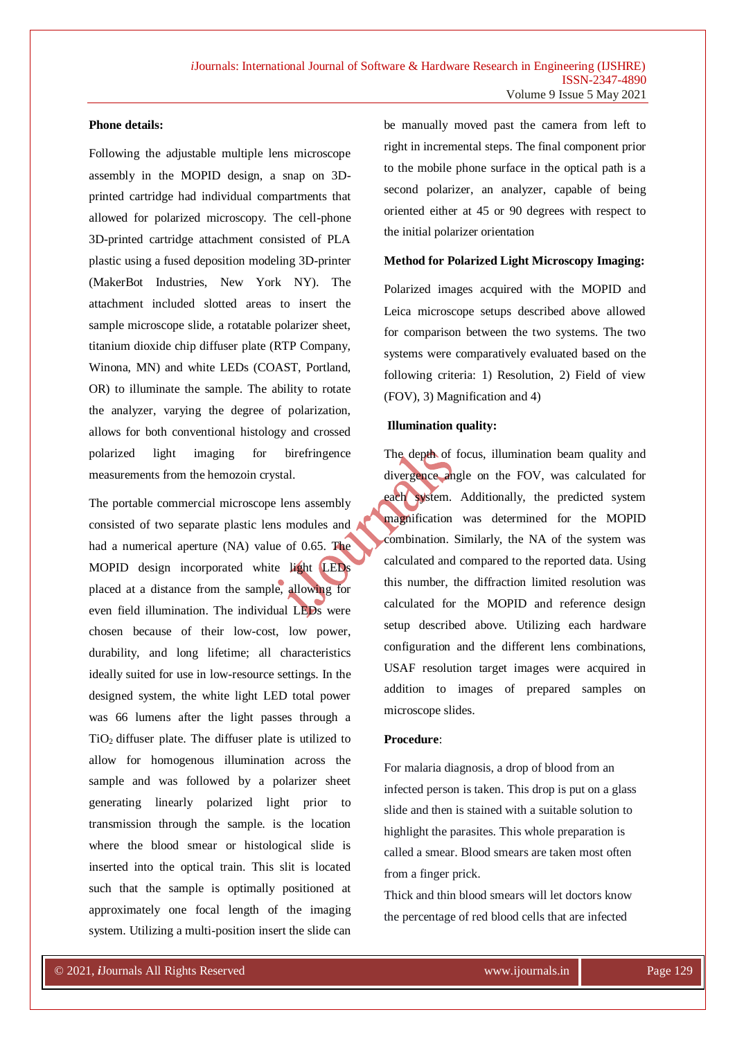**Phone details:**

Following the adjustable multiple lens microscope assembly in the MOPID design, a snap on 3D-printed cartridge had individual compartments that allowed for polarized microscopy. The cell-phone 3D-printed cartridge attachment consisted of PLA plastic using a fused deposition modeling 3D-printer (MakerBot Industries, New York NY). The attachment included slotted areas to insert the sample microscope slide, a rotatable polarizer sheet, titanium dioxide chip diffuser plate (RTP Company, Winona, MN) and white LEDs (COAST, Portland, OR) to illuminate the sample. The ability to rotate the analyzer, varying the degree of polarization, allows for both conventional histology and crossed polarized light imaging for birefringence measurements from the hemozoin crystal.

The portable commercial microscope lens assembly consisted of two separate plastic lens modules and had a numerical aperture (NA) value of 0.65. The MOPID design incorporated white light LEDs placed at a distance from the sample, allowing for even field illumination. The individual LEDs were chosen because of their low-cost, low power, durability, and long lifetime; all characteristics ideally suited for use in low-resource settings. In the designed system, the white light LED total power was 66 lumens after the light passes through a $TiO_2$ diffuser plate. The diffuser plate is utilized to allow for homogenous illumination across the sample and was followed by a polarizer sheet generating linearly polarized light prior to transmission through the sample. is the location where the blood smear or histological slide is inserted into the optical train. This slit is located such that the sample is optimally positioned at approximately one focal length of the imaging system. Utilizing a multi-position insert the slide can be manually moved past the camera from left to right in incremental steps. The final component prior to the mobile phone surface in the optical path is a second polarizer, an analyzer, capable of being oriented either at 45 or 90 degrees with respect to the initial polarizer orientation

**Method for Polarized Light Microscopy Imaging:**

Polarized images acquired with the MOPID and Leica microscope setups described above allowed for comparison between the two systems. The two systems were comparatively evaluated based on the following criteria: 1) Resolution, 2) Field of view (FOV), 3) Magnification and 4)

**Illumination quality:**

The depth of focus, illumination beam quality and divergence angle on the FOV, was calculated for each system. Additionally, the predicted system magnification was determined for the MOPID combination. Similarly, the NA of the system was calculated and compared to the reported data. Using this number, the diffraction limited resolution was calculated for the MOPID and reference design setup described above. Utilizing each hardware configuration and the different lens combinations, USAF resolution target images were acquired in addition to images of prepared samples on microscope slides.

**Procedure**:

For malaria diagnosis, a drop of blood from an infected person is taken. This drop is put on a glass slide and then is stained with a suitable solution to highlight the parasites. This whole preparation is called a smear. Blood smears are taken most often from a finger prick.

Thick and thin blood smears will let doctors know the percentage of red blood cells that are infected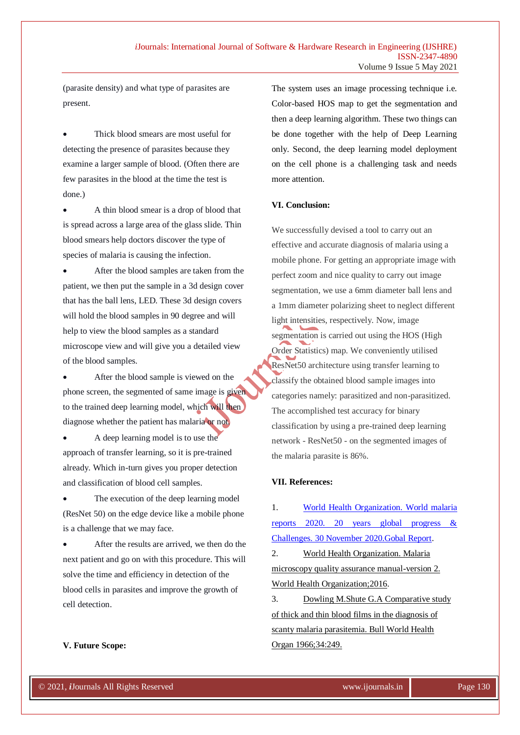(parasite density) and what type of parasites are present.

- Thick blood smears are most useful for detecting the presence of parasites because they examine a larger sample of blood. (Often there are few parasites in the blood at the time the test is done.)
- A thin blood smear is a drop of blood that is spread across a large area of the glass slide. Thin blood smears help doctors discover the type of species of malaria is causing the infection.
- After the blood samples are taken from the patient, we then put the sample in a 3d design cover that has the ball lens, LED. These 3d design covers will hold the blood samples in 90 degree and will help to view the blood samples as a standard microscope view and will give you a detailed view of the blood samples.
- After the blood sample is viewed on the phone screen, the segmented of same image is given to the trained deep learning model, which will then diagnose whether the patient has malaria or not.
- A deep learning model is to use the approach of transfer learning, so it is pre-trained already. Which in-turn gives you proper detection and classification of blood cell samples.
- The execution of the deep learning model (ResNet 50) on the edge device like a mobile phone is a challenge that we may face.
- After the results are arrived, we then do the next patient and go on with this procedure. This will solve the time and efficiency in detection of the blood cells in parasites and improve the growth of cell detection.

**V. Future Scope:**

The system uses an image processing technique i.e. Color-based HOS map to get the segmentation and then a deep learning algorithm. These two things can be done together with the help of Deep Learning only. Second, the deep learning model deployment on the cell phone is a challenging task and needs more attention.

**VI. Conclusion:**

We successfully devised a tool to carry out an effective and accurate diagnosis of malaria using a mobile phone. For getting an appropriate image with perfect zoom and nice quality to carry out image segmentation, we use a 6mm diameter ball lens and a 1mm diameter polarizing sheet to neglect different light intensities, respectively. Now, image segmentation is carried out using the HOS (High Order Statistics) map. We conveniently utilised ResNet50 architecture using transfer learning to classify the obtained blood sample images into categories namely: parasitized and non-parasitized. The accomplished test accuracy for binary classification by using a pre-trained deep learning network - ResNet50 - on the segmented images of the malaria parasite is 86%.

**VII. References:**

1. World Health Organization. World malaria reports 2020. 20 years global progress & Challenges. 30 November 2020.Gobal Report.
2. World Health Organization. Malaria microscopy quality assurance manual-version 2. World Health Organization;2016.
3. Dowling M.Shute G.A Comparative study of thick and thin blood films in the diagnosis of scanty malaria parasitemia. Bull World Health Organ 1966;34:249.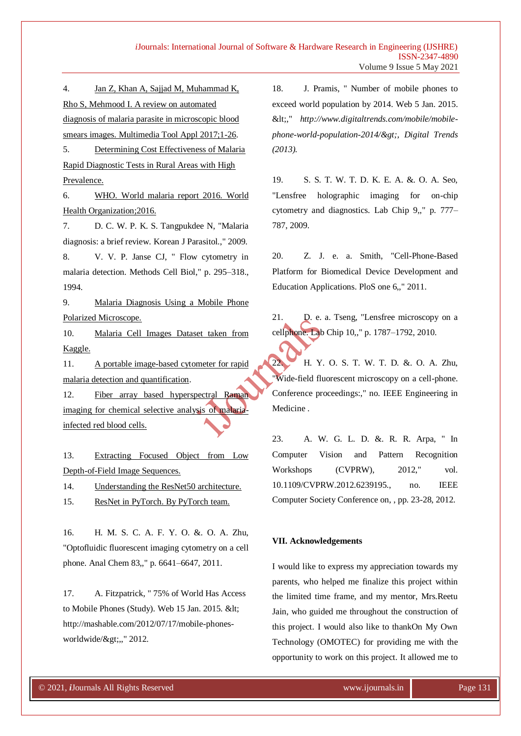4. Jan Z, Khan A, Sajjad M, Muhammad K, Rho S, Mehmood I. A review on automated diagnosis of malaria parasite in microscopic blood smears images. Multimedia Tool Appl 2017;1-26.
5. Determining Cost Effectiveness of Malaria Rapid Diagnostic Tests in Rural Areas with High Prevalence.
6. WHO. World malaria report 2016. World Health Organization;2016.
7. D. C. W. P. K. S. Tangpukdee N, "Malaria diagnosis: a brief review. Korean J Parasitol.," 2009.
8. V. V. P. Janse CJ, " Flow cytometry in malaria detection. Methods Cell Biol," p. 295–318., 1994.
9. Malaria Diagnosis Using a Mobile Phone Polarized Microscope.
10. Malaria Cell Images Dataset taken from Kaggle.
11. A portable image-based cytometer for rapid malaria detection and quantification.
12. Fiber array based hyperspectral Raman imaging for chemical selective analysis of malaria-infected red blood cells.
13. Extracting Focused Object from Low Depth-of-Field Image Sequences.
14. Understanding the ResNet50 architecture.
15. ResNet in PyTorch. By PyTorch team.
16. H. M. S. C. A. F. Y. O. &. O. A. Zhu, "Optofluidic fluorescent imaging cytometry on a cell phone. Anal Chem 83,," p. 6641–6647, 2011.
17. A. Fitzpatrick, " 75% of World Has Access to Mobile Phones (Study). Web 15 Jan. 2015. &lt; http://mashable.com/2012/07/17/mobile-phones-worldwide/&gt;,," 2012.
18. J. Pramis, " Number of mobile phones to exceed world population by 2014. Web 5 Jan. 2015. &lt;," *http://www.digitaltrends.com/mobile/mobile-phone-world-population-2014/&gt;, Digital Trends (2013).*
19. S. S. T. W. T. D. K. E. A. &. O. A. Seo, "Lensfree holographic imaging for on-chip cytometry and diagnostics. Lab Chip 9,," p. 777–787, 2009.
20. Z. J. e. a. Smith, "Cell-Phone-Based Platform for Biomedical Device Development and Education Applications. PloS one 6,," 2011.
21. D. e. a. Tseng, "Lensfree microscopy on a cellphone. Lab Chip 10,," p. 1787–1792, 2010.
22. H. Y. O. S. T. W. T. D. &. O. A. Zhu, "Wide-field fluorescent microscopy on a cell-phone. Conference proceedings:," no. IEEE Engineering in Medicine .
23. A. W. G. L. D. &. R. R. Arpa, " In Computer Vision and Pattern Recognition Workshops (CVPRW), 2012," vol. 10.1109/CVPRW.2012.6239195., no. IEEE Computer Society Conference on, , pp. 23-28, 2012.

## VII. Acknowledgements

I would like to express my appreciation towards my parents, who helped me finalize this project within the limited time frame, and my mentor, Mrs.Reetu Jain, who guided me throughout the construction of this project. I would also like to thankOn My Own Technology (OMOTEC) for providing me with the opportunity to work on this project. It allowed me to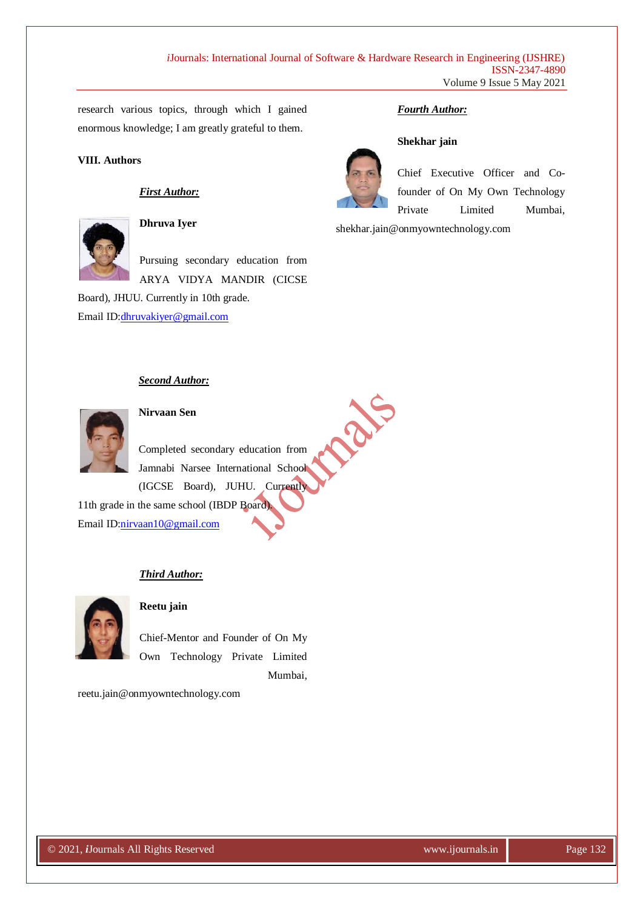research various topics, through which I gained enormous knowledge; I am greatly grateful to them.

**VIII. Authors**

***First Author:***

**Dhruva Iyer**

Pursuing secondary education from ARYA VIDYA MANDIR (CICSE Board), JHUU. Currently in 10th grade.
Email ID:dhruvakiyer@gmail.com

***Second Author:***

**Nirvaan Sen**

Completed secondary education from Jamnabi Narsee International School (IGCSE Board), JUHU. Currently 11th grade in the same school (IBDP Board).
Email ID:nirvaan10@gmail.com

***Third Author:***

**Reetu jain**

Chief-Mentor and Founder of On My Own Technology Private Limited Mumbai,
reetu.jain@onmyowntechnology.com

***Fourth Author:***

**Shekhar jain**

Chief Executive Officer and Co-founder of On My Own Technology Private Limited Mumbai,
shekhar.jain@onmyowntechnology.com